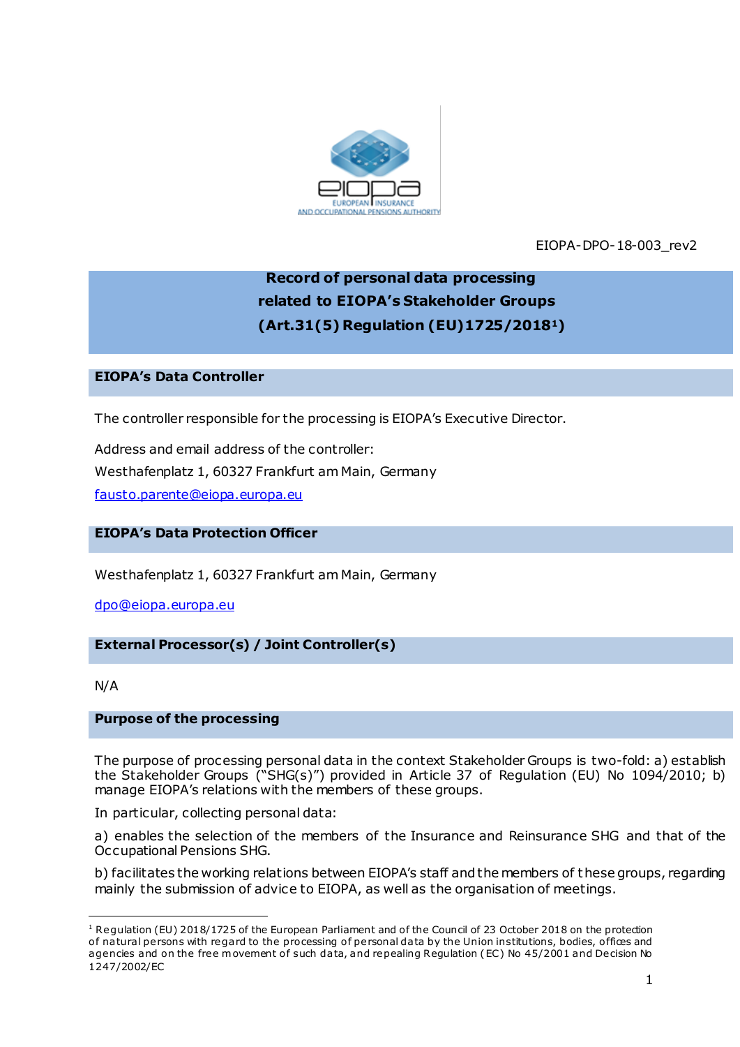EIOPA-DPO-18-003_rev2

# Record of personal data processing related to EIOPA's Stakeholder Groups (Art.31(5) Regulation (EU)1725/2018[1])

## EIOPA's Data Controller

The controller responsible for the processing is EIOPA's Executive Director.

Address and email address of the controller:
Westhafenplatz 1, 60327 Frankfurt am Main, Germany
fausto.parente@eiopa.europa.eu

## EIOPA's Data Protection Officer

Westhafenplatz 1, 60327 Frankfurt am Main, Germany

dpo@eiopa.europa.eu

## External Processor(s) / Joint Controller(s)

N/A

## Purpose of the processing

The purpose of processing personal data in the context Stakeholder Groups is two-fold: a) establish the Stakeholder Groups ("SHG(s)") provided in Article 37 of Regulation (EU) No 1094/2010; b) manage EIOPA's relations with the members of these groups.

In particular, collecting personal data:

a) enables the selection of the members of the Insurance and Reinsurance SHG and that of the Occupational Pensions SHG.

b) facilitates the working relations between EIOPA's staff and the members of these groups, regarding mainly the submission of advice to EIOPA, as well as the organisation of meetings.

[1] Regulation (EU) 2018/1725 of the European Parliament and of the Council of 23 October 2018 on the protection of natural persons with regard to the processing of personal data by the Union institutions, bodies, offices and agencies and on the free movement of such data, and repealing Regulation (EC) No 45/2001 and Decision No 1247/2002/EC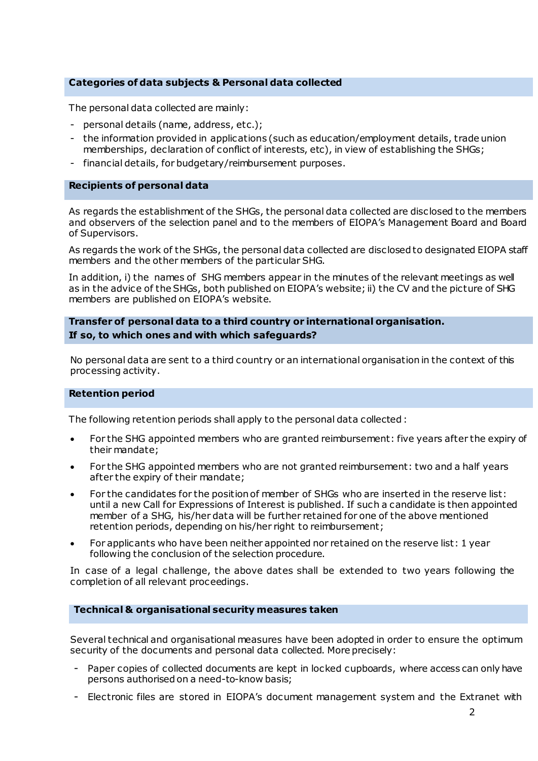## Categories of data subjects & Personal data collected

The personal data collected are mainly:

- personal details (name, address, etc.);
- the information provided in applications (such as education/employment details, trade union memberships, declaration of conflict of interests, etc), in view of establishing the SHGs;
- financial details, for budgetary/reimbursement purposes.

## Recipients of personal data

As regards the establishment of the SHGs, the personal data collected are disclosed to the members and observers of the selection panel and to the members of EIOPA's Management Board and Board of Supervisors.

As regards the work of the SHGs, the personal data collected are disclosed to designated EIOPA staff members and the other members of the particular SHG.

In addition, i) the names of SHG members appear in the minutes of the relevant meetings as well as in the advice of the SHGs, both published on EIOPA's website; ii) the CV and the picture of SHG members are published on EIOPA's website.

## Transfer of personal data to a third country or international organisation. If so, to which ones and with which safeguards?

No personal data are sent to a third country or an international organisation in the context of this processing activity.

## Retention period

The following retention periods shall apply to the personal data collected :

- For the SHG appointed members who are granted reimbursement: five years after the expiry of their mandate;
- For the SHG appointed members who are not granted reimbursement: two and a half years after the expiry of their mandate;
- For the candidates for the position of member of SHGs who are inserted in the reserve list: until a new Call for Expressions of Interest is published. If such a candidate is then appointed member of a SHG, his/her data will be further retained for one of the above mentioned retention periods, depending on his/her right to reimbursement;
- For applicants who have been neither appointed nor retained on the reserve list: 1 year following the conclusion of the selection procedure.

In case of a legal challenge, the above dates shall be extended to two years following the completion of all relevant proceedings.

## Technical & organisational security measures taken

Several technical and organisational measures have been adopted in order to ensure the optimum security of the documents and personal data collected. More precisely:

- Paper copies of collected documents are kept in locked cupboards, where access can only have persons authorised on a need-to-know basis;
- Electronic files are stored in EIOPA's document management system and the Extranet with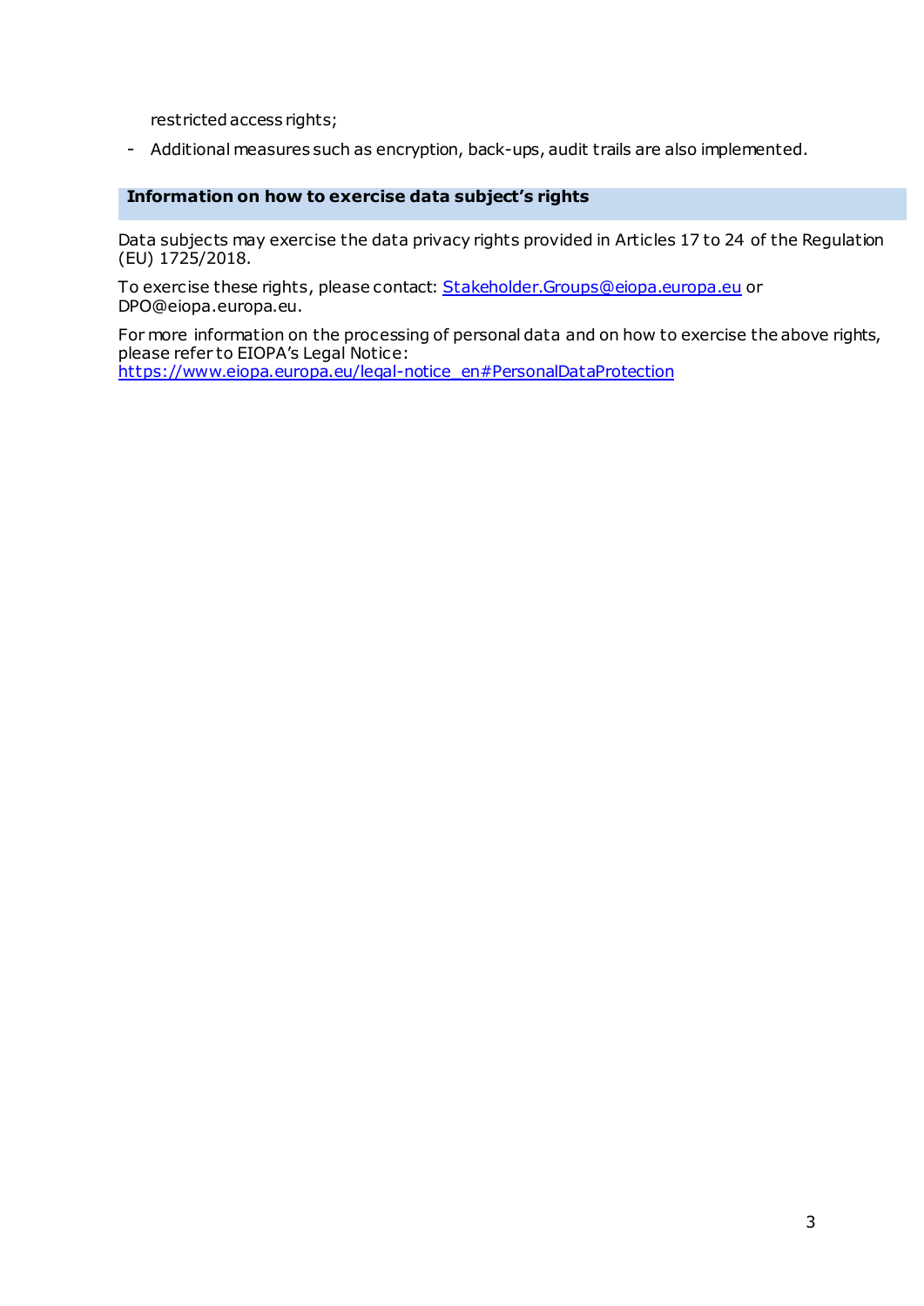restricted access rights;

- Additional measures such as encryption, back-ups, audit trails are also implemented.

## Information on how to exercise data subject's rights

Data subjects may exercise the data privacy rights provided in Articles 17 to 24 of the Regulation (EU) 1725/2018.

To exercise these rights, please contact: Stakeholder.Groups@eiopa.europa.eu or DPO@eiopa.europa.eu.

For more information on the processing of personal data and on how to exercise the above rights, please refer to EIOPA's Legal Notice: https://www.eiopa.europa.eu/legal-notice_en#PersonalDataProtection